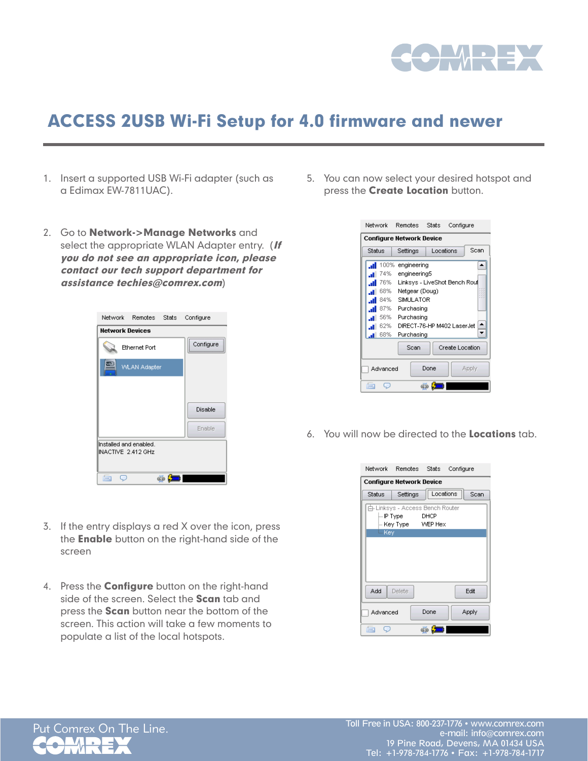# ACCESS 2USB Wi-Fi Setup for 4.0 firmware and newer

1. Insert a supported USB Wi-Fi adapter (such as a Edimax EW-7811UAC).

2. Go to **Network->Manage Networks** and select the appropriate WLAN Adapter entry. (***If you do not see an appropriate icon, please contact our tech support department for assistance techies@comrex.com***)

3. If the entry displays a red X over the icon, press the **Enable** button on the right-hand side of the screen

4. Press the **Configure** button on the right-hand side of the screen. Select the **Scan** tab and press the **Scan** button near the bottom of the screen. This action will take a few moments to populate a list of the local hotspots.

5. You can now select your desired hotspot and press the **Create Location** button.

6. You will now be directed to the **Locations** tab.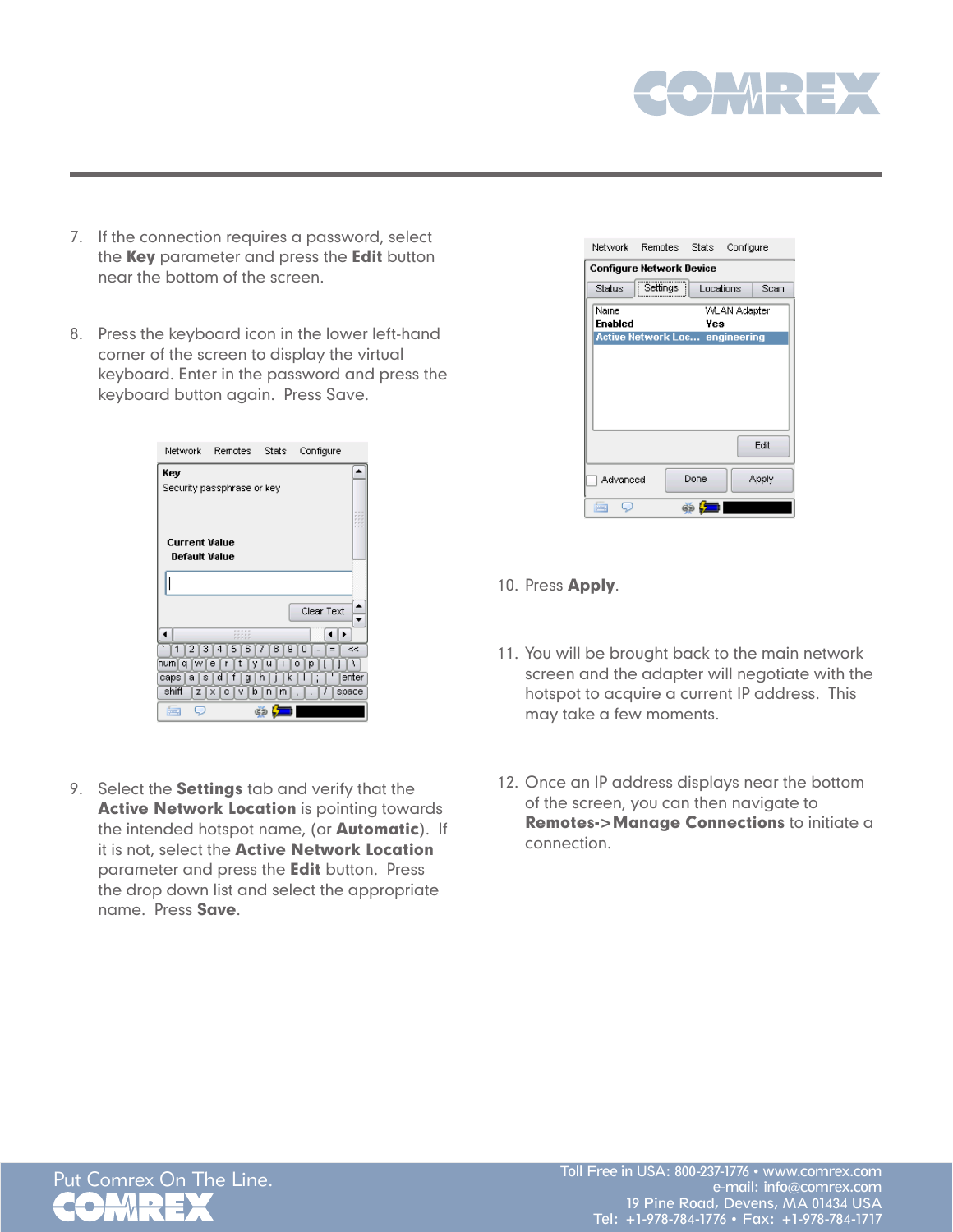7. If the connection requires a password, select the **Key** parameter and press the **Edit** button near the bottom of the screen.

8. Press the keyboard icon in the lower left-hand corner of the screen to display the virtual keyboard. Enter in the password and press the keyboard button again. Press Save.

9. Select the **Settings** tab and verify that the **Active Network Location** is pointing towards the intended hotspot name, (or **Automatic**). If it is not, select the **Active Network Location** parameter and press the **Edit** button. Press the drop down list and select the appropriate name. Press **Save**.

10. Press **Apply**.

11. You will be brought back to the main network screen and the adapter will negotiate with the hotspot to acquire a current IP address. This may take a few moments.

12. Once an IP address displays near the bottom of the screen, you can then navigate to **Remotes->Manage Connections** to initiate a connection.

Put Comrex On The Line.

Toll Free in USA: 800-237-1776 • www.comrex.com
e-mail: info@comrex.com
19 Pine Road, Devens, MA 01434 USA
Tel: +1-978-784-1776 • Fax: +1-978-784-1717